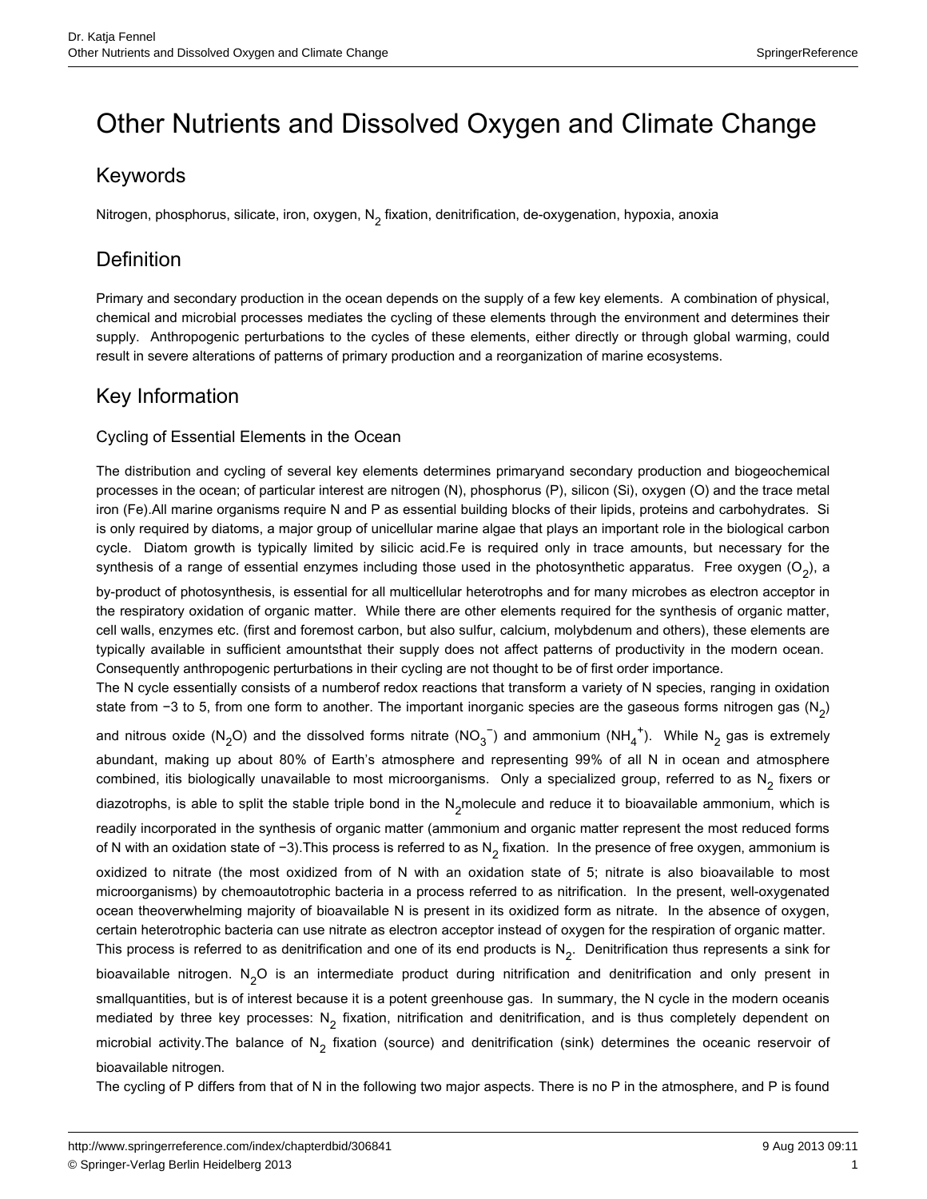# Other Nutrients and Dissolved Oxygen and Climate Change

## Keywords

Nitrogen, phosphorus, silicate, iron, oxygen, $N_2$ fixation, denitrification, de-oxygenation, hypoxia, anoxia

## Definition

Primary and secondary production in the ocean depends on the supply of a few key elements. A combination of physical, chemical and microbial processes mediates the cycling of these elements through the environment and determines their supply. Anthropogenic perturbations to the cycles of these elements, either directly or through global warming, could result in severe alterations of patterns of primary production and a reorganization of marine ecosystems.

## Key Information

### Cycling of Essential Elements in the Ocean

The distribution and cycling of several key elements determines primaryand secondary production and biogeochemical processes in the ocean; of particular interest are nitrogen (N), phosphorus (P), silicon (Si), oxygen (O) and the trace metal iron (Fe).All marine organisms require N and P as essential building blocks of their lipids, proteins and carbohydrates. Si is only required by diatoms, a major group of unicellular marine algae that plays an important role in the biological carbon cycle. Diatom growth is typically limited by silicic acid.Fe is required only in trace amounts, but necessary for the synthesis of a range of essential enzymes including those used in the photosynthetic apparatus. Free oxygen ($O_2$), a by-product of photosynthesis, is essential for all multicellular heterotrophs and for many microbes as electron acceptor in the respiratory oxidation of organic matter. While there are other elements required for the synthesis of organic matter, cell walls, enzymes etc. (first and foremost carbon, but also sulfur, calcium, molybdenum and others), these elements are typically available in sufficient amountsthat their supply does not affect patterns of productivity in the modern ocean. Consequently anthropogenic perturbations in their cycling are not thought to be of first order importance.

The N cycle essentially consists of a numberof redox reactions that transform a variety of N species, ranging in oxidation state from −3 to 5, from one form to another. The important inorganic species are the gaseous forms nitrogen gas ($N_2$) and nitrous oxide ($N_2O$) and the dissolved forms nitrate ($NO_3^-$) and ammonium ($NH_4^+$). While $N_2$ gas is extremely abundant, making up about 80% of Earth's atmosphere and representing 99% of all N in ocean and atmosphere combined, itis biologically unavailable to most microorganisms. Only a specialized group, referred to as $N_2$ fixers or diazotrophs, is able to split the stable triple bond in the $N_2$molecule and reduce it to bioavailable ammonium, which is readily incorporated in the synthesis of organic matter (ammonium and organic matter represent the most reduced forms of N with an oxidation state of −3).This process is referred to as $N_2$ fixation. In the presence of free oxygen, ammonium is oxidized to nitrate (the most oxidized from of N with an oxidation state of 5; nitrate is also bioavailable to most microorganisms) by chemoautotrophic bacteria in a process referred to as nitrification. In the present, well-oxygenated ocean theoverwhelming majority of bioavailable N is present in its oxidized form as nitrate. In the absence of oxygen, certain heterotrophic bacteria can use nitrate as electron acceptor instead of oxygen for the respiration of organic matter. This process is referred to as denitrification and one of its end products is $N_2$. Denitrification thus represents a sink for bioavailable nitrogen. $N_2O$ is an intermediate product during nitrification and denitrification and only present in smallquantities, but is of interest because it is a potent greenhouse gas. In summary, the N cycle in the modern oceanis mediated by three key processes: $N_2$ fixation, nitrification and denitrification, and is thus completely dependent on microbial activity.The balance of $N_2$ fixation (source) and denitrification (sink) determines the oceanic reservoir of bioavailable nitrogen.

The cycling of P differs from that of N in the following two major aspects. There is no P in the atmosphere, and P is found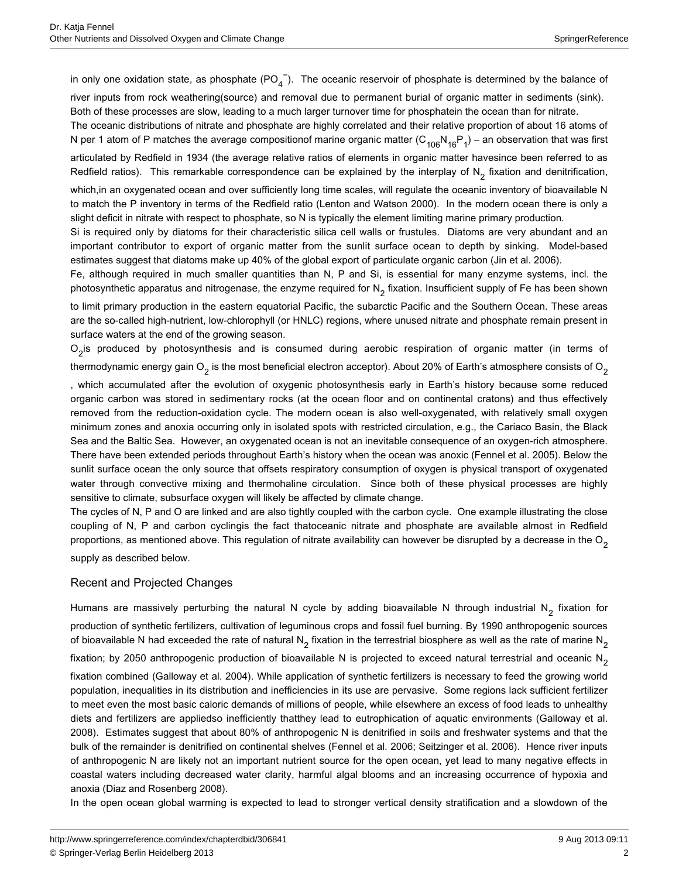in only one oxidation state, as phosphate ($PO_4^-$). The oceanic reservoir of phosphate is determined by the balance of river inputs from rock weathering(source) and removal due to permanent burial of organic matter in sediments (sink). Both of these processes are slow, leading to a much larger turnover time for phosphatein the ocean than for nitrate.

The oceanic distributions of nitrate and phosphate are highly correlated and their relative proportion of about 16 atoms of N per 1 atom of P matches the average compositionof marine organic matter ($C_{106}N_{16}P_1$) – an observation that was first articulated by Redfield in 1934 (the average relative ratios of elements in organic matter havesince been referred to as Redfield ratios). This remarkable correspondence can be explained by the interplay of $N_2$ fixation and denitrification, which,in an oxygenated ocean and over sufficiently long time scales, will regulate the oceanic inventory of bioavailable N to match the P inventory in terms of the Redfield ratio (Lenton and Watson 2000). In the modern ocean there is only a slight deficit in nitrate with respect to phosphate, so N is typically the element limiting marine primary production.

Si is required only by diatoms for their characteristic silica cell walls or frustules. Diatoms are very abundant and an important contributor to export of organic matter from the sunlit surface ocean to depth by sinking. Model-based estimates suggest that diatoms make up 40% of the global export of particulate organic carbon (Jin et al. 2006).

Fe, although required in much smaller quantities than N, P and Si, is essential for many enzyme systems, incl. the photosynthetic apparatus and nitrogenase, the enzyme required for $N_2$ fixation. Insufficient supply of Fe has been shown to limit primary production in the eastern equatorial Pacific, the subarctic Pacific and the Southern Ocean. These areas are the so-called high-nutrient, low-chlorophyll (or HNLC) regions, where unused nitrate and phosphate remain present in surface waters at the end of the growing season.

$O_2$is produced by photosynthesis and is consumed during aerobic respiration of organic matter (in terms of thermodynamic energy gain $O_2$ is the most beneficial electron acceptor). About 20% of Earth's atmosphere consists of $O_2$, which accumulated after the evolution of oxygenic photosynthesis early in Earth's history because some reduced organic carbon was stored in sedimentary rocks (at the ocean floor and on continental cratons) and thus effectively removed from the reduction-oxidation cycle. The modern ocean is also well-oxygenated, with relatively small oxygen minimum zones and anoxia occurring only in isolated spots with restricted circulation, e.g., the Cariaco Basin, the Black Sea and the Baltic Sea. However, an oxygenated ocean is not an inevitable consequence of an oxygen-rich atmosphere. There have been extended periods throughout Earth's history when the ocean was anoxic (Fennel et al. 2005). Below the sunlit surface ocean the only source that offsets respiratory consumption of oxygen is physical transport of oxygenated water through convective mixing and thermohaline circulation. Since both of these physical processes are highly sensitive to climate, subsurface oxygen will likely be affected by climate change.

The cycles of N, P and O are linked and are also tightly coupled with the carbon cycle. One example illustrating the close coupling of N, P and carbon cyclingis the fact thatoceanic nitrate and phosphate are available almost in Redfield proportions, as mentioned above. This regulation of nitrate availability can however be disrupted by a decrease in the $O_2$ supply as described below.

## Recent and Projected Changes

Humans are massively perturbing the natural N cycle by adding bioavailable N through industrial $N_2$ fixation for production of synthetic fertilizers, cultivation of leguminous crops and fossil fuel burning. By 1990 anthropogenic sources of bioavailable N had exceeded the rate of natural $N_2$ fixation in the terrestrial biosphere as well as the rate of marine $N_2$ fixation; by 2050 anthropogenic production of bioavailable N is projected to exceed natural terrestrial and oceanic $N_2$ fixation combined (Galloway et al. 2004). While application of synthetic fertilizers is necessary to feed the growing world population, inequalities in its distribution and inefficiencies in its use are pervasive. Some regions lack sufficient fertilizer to meet even the most basic caloric demands of millions of people, while elsewhere an excess of food leads to unhealthy diets and fertilizers are appliedso inefficiently thatthey lead to eutrophication of aquatic environments (Galloway et al. 2008). Estimates suggest that about 80% of anthropogenic N is denitrified in soils and freshwater systems and that the bulk of the remainder is denitrified on continental shelves (Fennel et al. 2006; Seitzinger et al. 2006). Hence river inputs of anthropogenic N are likely not an important nutrient source for the open ocean, yet lead to many negative effects in coastal waters including decreased water clarity, harmful algal blooms and an increasing occurrence of hypoxia and anoxia (Diaz and Rosenberg 2008).

In the open ocean global warming is expected to lead to stronger vertical density stratification and a slowdown of the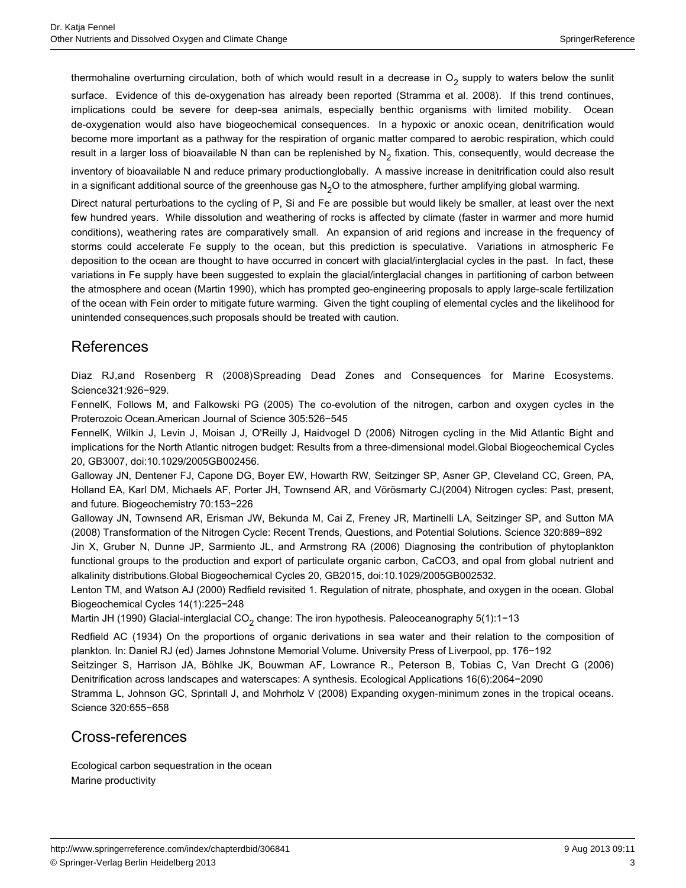thermohaline overturning circulation, both of which would result in a decrease in $O_2$ supply to waters below the sunlit surface. Evidence of this de-oxygenation has already been reported (Stramma et al. 2008). If this trend continues, implications could be severe for deep-sea animals, especially benthic organisms with limited mobility. Ocean de-oxygenation would also have biogeochemical consequences. In a hypoxic or anoxic ocean, denitrification would become more important as a pathway for the respiration of organic matter compared to aerobic respiration, which could result in a larger loss of bioavailable N than can be replenished by $N_2$ fixation. This, consequently, would decrease the inventory of bioavailable N and reduce primary productionglobally. A massive increase in denitrification could also result in a significant additional source of the greenhouse gas $N_2O$ to the atmosphere, further amplifying global warming.

Direct natural perturbations to the cycling of P, Si and Fe are possible but would likely be smaller, at least over the next few hundred years. While dissolution and weathering of rocks is affected by climate (faster in warmer and more humid conditions), weathering rates are comparatively small. An expansion of arid regions and increase in the frequency of storms could accelerate Fe supply to the ocean, but this prediction is speculative. Variations in atmospheric Fe deposition to the ocean are thought to have occurred in concert with glacial/interglacial cycles in the past. In fact, these variations in Fe supply have been suggested to explain the glacial/interglacial changes in partitioning of carbon between the atmosphere and ocean (Martin 1990), which has prompted geo-engineering proposals to apply large-scale fertilization of the ocean with Fein order to mitigate future warming. Given the tight coupling of elemental cycles and the likelihood for unintended consequences,such proposals should be treated with caution.

## References

Diaz RJ,and Rosenberg R (2008)Spreading Dead Zones and Consequences for Marine Ecosystems. Science321:926−929.

FennelK, Follows M, and Falkowski PG (2005) The co-evolution of the nitrogen, carbon and oxygen cycles in the Proterozoic Ocean.American Journal of Science 305:526−545

FennelK, Wilkin J, Levin J, Moisan J, O'Reilly J, Haidvogel D (2006) Nitrogen cycling in the Mid Atlantic Bight and implications for the North Atlantic nitrogen budget: Results from a three-dimensional model.Global Biogeochemical Cycles 20, GB3007, doi:10.1029/2005GB002456.

Galloway JN, Dentener FJ, Capone DG, Boyer EW, Howarth RW, Seitzinger SP, Asner GP, Cleveland CC, Green, PA, Holland EA, Karl DM, Michaels AF, Porter JH, Townsend AR, and Vörösmarty CJ(2004) Nitrogen cycles: Past, present, and future. Biogeochemistry 70:153−226

Galloway JN, Townsend AR, Erisman JW, Bekunda M, Cai Z, Freney JR, Martinelli LA, Seitzinger SP, and Sutton MA (2008) Transformation of the Nitrogen Cycle: Recent Trends, Questions, and Potential Solutions. Science 320:889−892

Jin X, Gruber N, Dunne JP, Sarmiento JL, and Armstrong RA (2006) Diagnosing the contribution of phytoplankton functional groups to the production and export of particulate organic carbon, CaCO3, and opal from global nutrient and alkalinity distributions.Global Biogeochemical Cycles 20, GB2015, doi:10.1029/2005GB002532.

Lenton TM, and Watson AJ (2000) Redfield revisited 1. Regulation of nitrate, phosphate, and oxygen in the ocean. Global Biogeochemical Cycles 14(1):225−248

Martin JH (1990) Glacial-interglacial $CO_2$ change: The iron hypothesis. Paleoceanography 5(1):1−13

Redfield AC (1934) On the proportions of organic derivations in sea water and their relation to the composition of plankton. In: Daniel RJ (ed) James Johnstone Memorial Volume. University Press of Liverpool, pp. 176−192

Seitzinger S, Harrison JA, Böhlke JK, Bouwman AF, Lowrance R., Peterson B, Tobias C, Van Drecht G (2006) Denitrification across landscapes and waterscapes: A synthesis. Ecological Applications 16(6):2064−2090

Stramma L, Johnson GC, Sprintall J, and Mohrholz V (2008) Expanding oxygen-minimum zones in the tropical oceans. Science 320:655−658

## Cross-references

Ecological carbon sequestration in the ocean
Marine productivity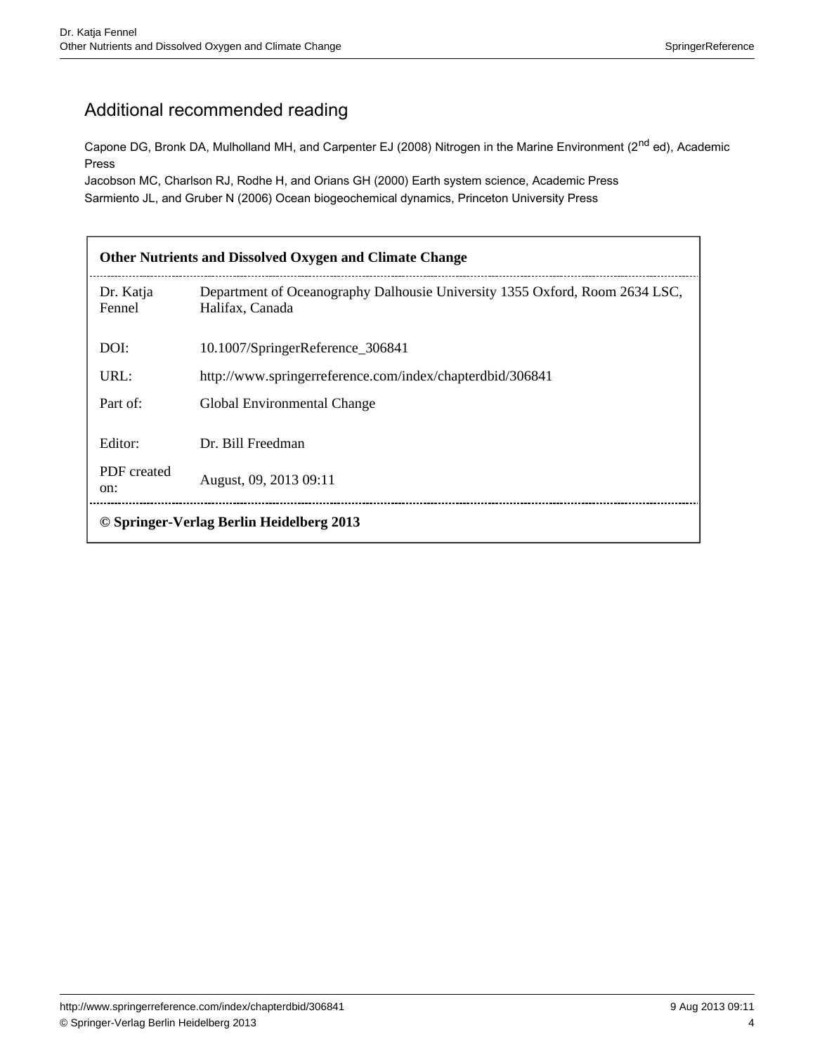## Additional recommended reading

Capone DG, Bronk DA, Mulholland MH, and Carpenter EJ (2008) Nitrogen in the Marine Environment (2nd ed), Academic Press

Jacobson MC, Charlson RJ, Rodhe H, and Orians GH (2000) Earth system science, Academic Press

Sarmiento JL, and Gruber N (2006) Ocean biogeochemical dynamics, Princeton University Press

**Other Nutrients and Dissolved Oxygen and Climate Change**

| | |
|---|---|
| Dr. Katja Fennel | Department of Oceanography Dalhousie University 1355 Oxford, Room 2634 LSC, Halifax, Canada |
| DOI: | 10.1007/SpringerReference_306841 |
| URL: | http://www.springerreference.com/index/chapterdbid/306841 |
| Part of: | Global Environmental Change |
| Editor: | Dr. Bill Freedman |
| PDF created on: | August, 09, 2013 09:11 |

**© Springer-Verlag Berlin Heidelberg 2013**